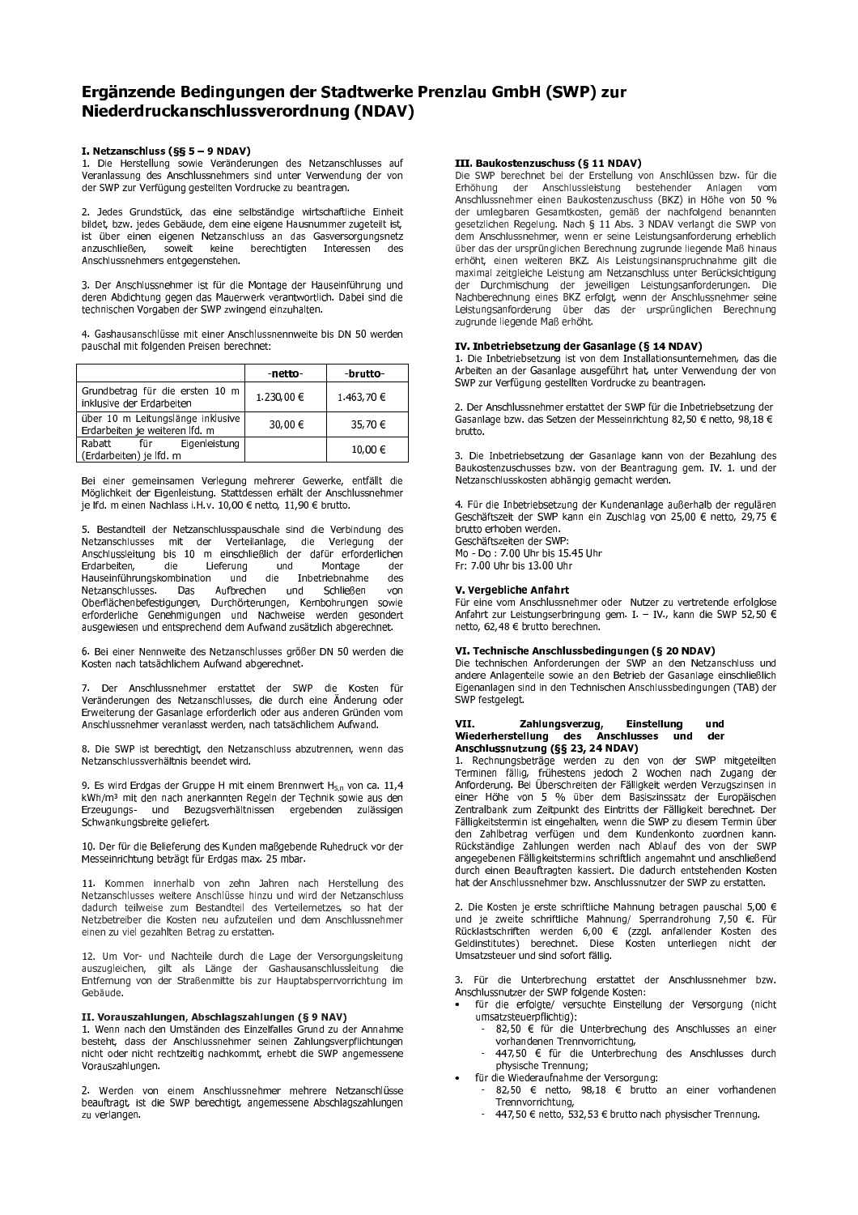# Ergänzende Bedingungen der Stadtwerke Prenzlau GmbH (SWP) zur Niederdruckanschlussverordnung (NDAV)

### I. Netzanschluss (§§ 5 – 9 NDAV)

1. Die Herstellung sowie Veränderungen des Netzanschlusses auf Veranlassung des Anschlussnehmers sind unter Verwendung der von der SWP zur Verfügung gestellten Vordrucke zu beantragen.

2. Jedes Grundstück, das eine selbständige wirtschaftliche Einheit bildet, bzw. jedes Gebäude, dem eine eigene Hausnummer zugeteilt ist, ist über einen eigenen Netzanschluss an das Gasversorgungsnetz anzuschließen, soweit keine berechtigten Interessen des Anschlussnehmers entgegenstehen.

3. Der Anschlussnehmer ist für die Montage der Hauseinführung und deren Abdichtung gegen das Mauerwerk verantwortlich. Dabei sind die technischen Vorgaben der SWP zwingend einzuhalten.

4. Gashausanschlüsse mit einer Anschlussnennweite bis DN 50 werden pauschal mit folgenden Preisen berechnet:

| | -netto- | -brutto- |
|---|---|---|
| Grundbetrag für die ersten 10 m inklusive der Erdarbeiten | 1.230,00 € | 1.463,70 € |
| über 10 m Leitungslänge inklusive Erdarbeiten je weiteren lfd. m | 30,00 € | 35,70 € |
| Rabatt für Eigenleistung (Erdarbeiten) je lfd. m | | 10,00 € |

Bei einer gemeinsamen Verlegung mehrerer Gewerke, entfällt die Möglichkeit der Eigenleistung. Stattdessen erhält der Anschlussnehmer je lfd. m einen Nachlass i.H.v. 10,00 € netto, 11,90 € brutto.

5. Bestandteil der Netzanschlusspauschale sind die Verbindung des Netzanschlusses mit der Verteilanlage, die Verlegung der Anschlussleitung bis 10 m einschließlich der dafür erforderlichen Erdarbeiten, die Lieferung und Montage der Hauseinführungskombination und die Inbetriebnahme des Netzanschlusses. Das Aufbrechen und Schließen von Oberflächenbefestigungen, Durchörterungen, Kernbohrungen sowie erforderliche Genehmigungen und Nachweise werden gesondert ausgewiesen und entsprechend dem Aufwand zusätzlich abgerechnet.

6. Bei einer Nennweite des Netzanschlusses größer DN 50 werden die Kosten nach tatsächlichem Aufwand abgerechnet.

7. Der Anschlussnehmer erstattet der SWP die Kosten für Veränderungen des Netzanschlusses, die durch eine Änderung oder Erweiterung der Gasanlage erforderlich oder aus anderen Gründen vom Anschlussnehmer veranlasst werden, nach tatsächlichem Aufwand.

8. Die SWP ist berechtigt, den Netzanschluss abzutrennen, wenn das Netzanschlussverhältnis beendet wird.

9. Es wird Erdgas der Gruppe H mit einem Brennwert $H_{s,n}$ von ca. 11,4 kWh/m³ mit den nach anerkannten Regeln der Technik sowie aus den Erzeugungs- und Bezugsverhältnissen ergebenden zulässigen Schwankungsbreite geliefert.

10. Der für die Belieferung des Kunden maßgebende Ruhedruck vor der Messeinrichtung beträgt für Erdgas max. 25 mbar.

11. Kommen innerhalb von zehn Jahren nach Herstellung des Netzanschlusses weitere Anschlüsse hinzu und wird der Netzanschluss dadurch teilweise zum Bestandteil des Verteilernetzes, so hat der Netzbetreiber die Kosten neu aufzuteilen und dem Anschlussnehmer einen zu viel gezahlten Betrag zu erstatten.

12. Um Vor- und Nachteile durch die Lage der Versorgungsleitung auszugleichen, gilt als Länge der Gashausanschlussleitung die Entfernung von der Straßenmitte bis zur Hauptabsperrvorrichtung im Gebäude.

### II. Vorauszahlungen, Abschlagszahlungen (§ 9 NAV)

1. Wenn nach den Umständen des Einzelfalles Grund zu der Annahme besteht, dass der Anschlussnehmer seinen Zahlungsverpflichtungen nicht oder nicht rechtzeitig nachkommt, erhebt die SWP angemessene Vorauszahlungen.

2. Werden von einem Anschlussnehmer mehrere Netzanschlüsse beauftragt, ist die SWP berechtigt, angemessene Abschlagszahlungen zu verlangen.

### III. Baukostenzuschuss (§ 11 NDAV)

Die SWP berechnet bei der Erstellung von Anschlüssen bzw. für die Erhöhung der Anschlussleistung bestehender Anlagen vom Anschlussnehmer einen Baukostenzuschuss (BKZ) in Höhe von 50 % der umlegbaren Gesamtkosten, gemäß der nachfolgend benannten gesetzlichen Regelung. Nach § 11 Abs. 3 NDAV verlangt die SWP von dem Anschlussnehmer, wenn er seine Leistungsanforderung erheblich über das der ursprünglichen Berechnung zugrunde liegende Maß hinaus erhöht, einen weiteren BKZ. Als Leistungsinanspruchnahme gilt die maximal zeitgleiche Leistung am Netzanschluss unter Berücksichtigung der Durchmischung der jeweiligen Leistungsanforderungen. Die Nachberechnung eines BKZ erfolgt, wenn der Anschlussnehmer seine Leistungsanforderung über das der ursprünglichen Berechnung zugrunde liegende Maß erhöht.

### IV. Inbetriebsetzung der Gasanlage (§ 14 NDAV)

1. Die Inbetriebsetzung ist von dem Installationsunternehmen, das die Arbeiten an der Gasanlage ausgeführt hat, unter Verwendung der von SWP zur Verfügung gestellten Vordrucke zu beantragen.

2. Der Anschlussnehmer erstattet der SWP für die Inbetriebsetzung der Gasanlage bzw. das Setzen der Messeinrichtung 82,50 € netto, 98,18 € brutto.

3. Die Inbetriebsetzung der Gasanlage kann von der Bezahlung des Baukostenzuschusses bzw. von der Beantragung gem. IV. 1. und der Netzanschlusskosten abhängig gemacht werden.

4. Für die Inbetriebsetzung der Kundenanlage außerhalb der regulären Geschäftszeit der SWP kann ein Zuschlag von 25,00 € netto, 29,75 € brutto erhoben werden.
Geschäftszeiten der SWP:
Mo - Do : 7.00 Uhr bis 15.45 Uhr
Fr: 7.00 Uhr bis 13.00 Uhr

### V. Vergebliche Anfahrt

Für eine vom Anschlussnehmer oder Nutzer zu vertretende erfolglose Anfahrt zur Leistungserbringung gem. I. – IV., kann die SWP 52,50 € netto, 62,48 € brutto berechnen.

### VI. Technische Anschlussbedingungen (§ 20 NDAV)

Die technischen Anforderungen der SWP an den Netzanschluss und andere Anlagenteile sowie an den Betrieb der Gasanlage einschließlich Eigenanlagen sind in den Technischen Anschlussbedingungen (TAB) der SWP festgelegt.

### VII. Zahlungsverzug, Einstellung und Wiederherstellung des Anschlusses und der Anschlussnutzung (§§ 23, 24 NDAV)

1. Rechnungsbeträge werden zu den von der SWP mitgeteilten Terminen fällig, frühestens jedoch 2 Wochen nach Zugang der Anforderung. Bei Überschreiten der Fälligkeit werden Verzugszinsen in einer Höhe von 5 % über dem Basiszinssatz der Europäischen Zentralbank zum Zeitpunkt des Eintritts der Fälligkeit berechnet. Der Fälligkeitstermin ist eingehalten, wenn die SWP zu diesem Termin über den Zahlbetrag verfügen und dem Kundenkonto zuordnen kann. Rückständige Zahlungen werden nach Ablauf des von der SWP angegebenen Fälligkeitstermins schriftlich angemahnt und anschließend durch einen Beauftragten kassiert. Die dadurch entstehenden Kosten hat der Anschlussnehmer bzw. Anschlussnutzer der SWP zu erstatten.

2. Die Kosten je erste schriftliche Mahnung betragen pauschal 5,00 € und je zweite schriftliche Mahnung/ Sperrandrohung 7,50 €. Für Rücklastschriften werden 6,00 € (zzgl. anfallender Kosten des Geldinstitutes) berechnet. Diese Kosten unterliegen nicht der Umsatzsteuer und sind sofort fällig.

3. Für die Unterbrechung erstattet der Anschlussnehmer bzw. Anschlussnutzer der SWP folgende Kosten:

- für die erfolgte/ versuchte Einstellung der Versorgung (nicht umsatzsteuerpflichtig):
  - 82,50 € für die Unterbrechung des Anschlusses an einer vorhandenen Trennvorrichtung,
  - 447,50 € für die Unterbrechung des Anschlusses durch physische Trennung;
- für die Wiederaufnahme der Versorgung:
  - 82,50 € netto, 98,18 € brutto an einer vorhandenen Trennvorrichtung,
  - 447,50 € netto, 532,53 € brutto nach physischer Trennung.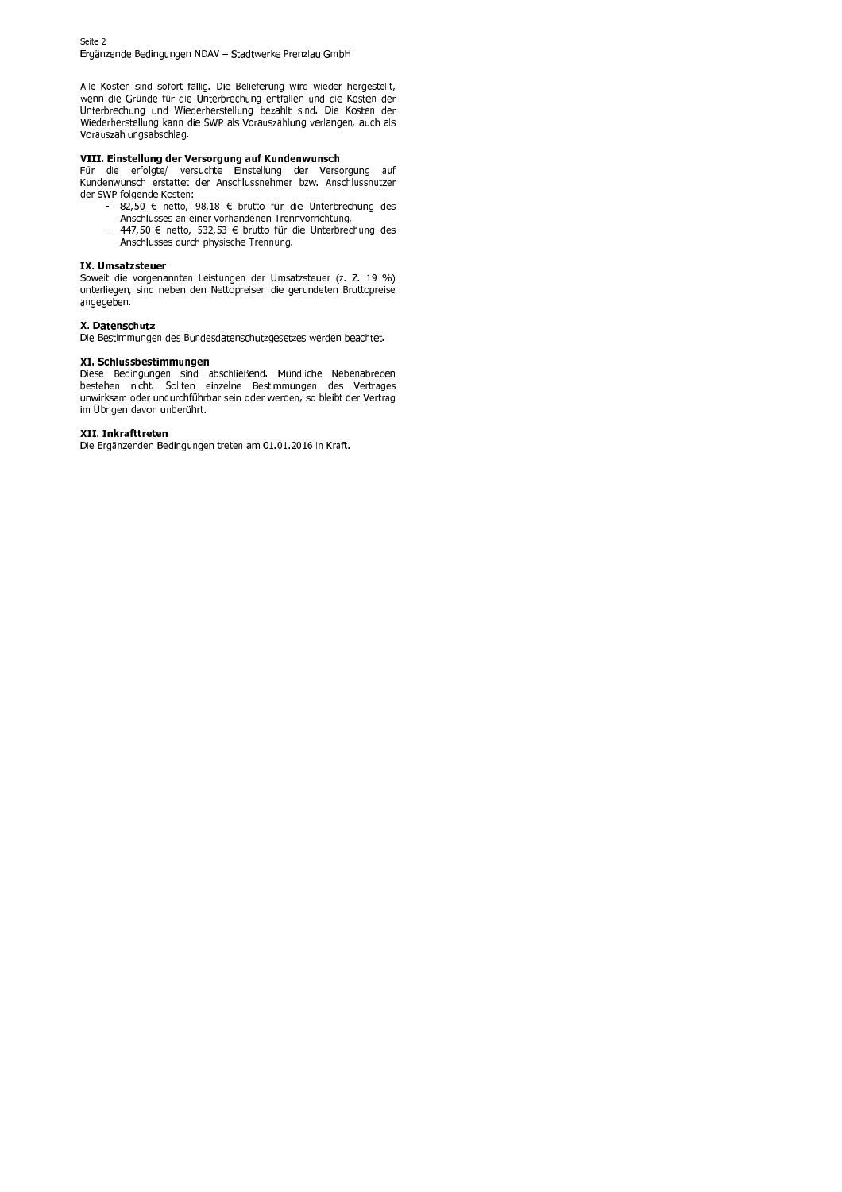Alle Kosten sind sofort fällig. Die Belieferung wird wieder hergestellt, wenn die Gründe für die Unterbrechung entfallen und die Kosten der Unterbrechung und Wiederherstellung bezahlt sind. Die Kosten der Wiederherstellung kann die SWP als Vorauszahlung verlangen, auch als Vorauszahlungsabschlag.

### VIII. Einstellung der Versorgung auf Kundenwunsch

Für die erfolgte/ versuchte Einstellung der Versorgung auf Kundenwunsch erstattet der Anschlussnehmer bzw. Anschlussnutzer der SWP folgende Kosten:

- 82,50 € netto, 98,18 € brutto für die Unterbrechung des Anschlusses an einer vorhandenen Trennvorrichtung,
- 447,50 € netto, 532,53 € brutto für die Unterbrechung des Anschlusses durch physische Trennung.

### IX. Umsatzsteuer

Soweit die vorgenannten Leistungen der Umsatzsteuer (z. Z. 19 %) unterliegen, sind neben den Nettopreisen die gerundeten Bruttopreise angegeben.

### X. Datenschutz

Die Bestimmungen des Bundesdatenschutzgesetzes werden beachtet.

### XI. Schlussbestimmungen

Diese Bedingungen sind abschließend. Mündliche Nebenabreden bestehen nicht. Sollten einzelne Bestimmungen des Vertrages unwirksam oder undurchführbar sein oder werden, so bleibt der Vertrag im Übrigen davon unberührt.

### XII. Inkrafttreten

Die Ergänzenden Bedingungen treten am 01.01.2016 in Kraft.